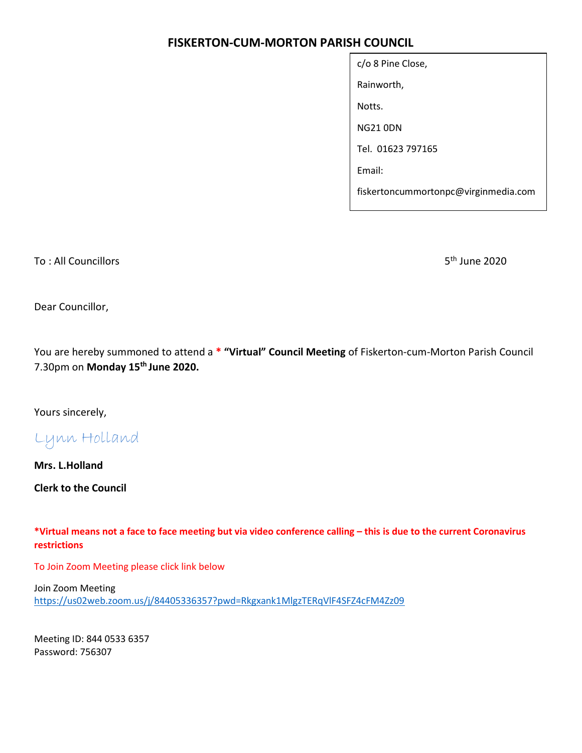# FISKERTON-CUM-MORTON PARISH COUNCIL

c/o 8 Pine Close,

Rainworth,

Notts.

NG21 0DN

Tel. 01623 797165

Email:

fiskertoncummortonpc@virginmedia.com

To : All Councillors

5th June 2020

Dear Councillor,

You are hereby summoned to attend a * **"Virtual" Council Meeting** of Fiskerton-cum-Morton Parish Council 7.30pm on **Monday 15th June 2020.**

Yours sincerely,

Lynn Holland

**Mrs. L.Holland**

**Clerk to the Council**

***Virtual means not a face to face meeting but via video conference calling – this is due to the current Coronavirus restrictions**

To Join Zoom Meeting please click link below

Join Zoom Meeting
https://us02web.zoom.us/j/84405336357?pwd=Rkgxank1MlgzTERqVlF4SFZ4cFM4Zz09

Meeting ID: 844 0533 6357
Password: 756307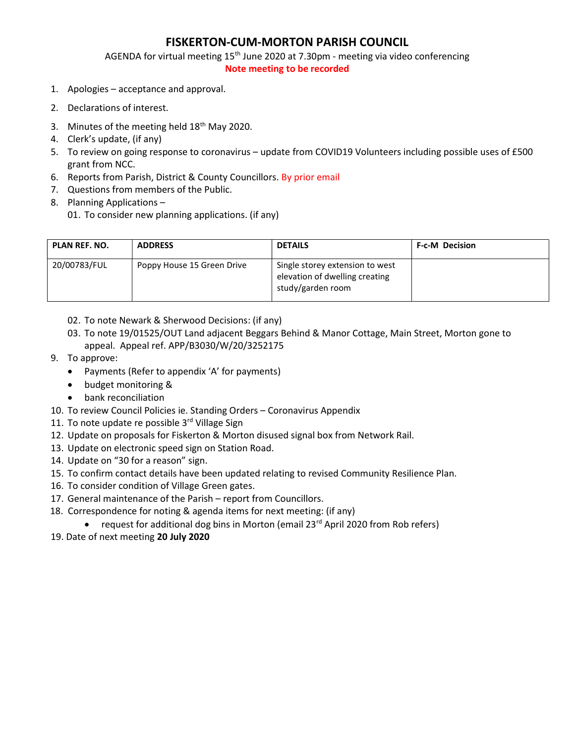# FISKERTON-CUM-MORTON PARISH COUNCIL

AGENDA for virtual meeting 15th June 2020 at 7.30pm - meeting via video conferencing

**Note meeting to be recorded**

1. Apologies – acceptance and approval.
2. Declarations of interest.
3. Minutes of the meeting held 18th May 2020.
4. Clerk's update, (if any)
5. To review on going response to coronavirus – update from COVID19 Volunteers including possible uses of £500 grant from NCC.
6. Reports from Parish, District & County Councillors. By prior email
7. Questions from members of the Public.
8. Planning Applications –
   01. To consider new planning applications. (if any)

| PLAN REF. NO. | ADDRESS | DETAILS | F-c-M Decision |
|---|---|---|---|
| 20/00783/FUL | Poppy House 15 Green Drive | Single storey extension to west elevation of dwelling creating study/garden room | |

   02. To note Newark & Sherwood Decisions: (if any)
   03. To note 19/01525/OUT Land adjacent Beggars Behind & Manor Cottage, Main Street, Morton gone to appeal. Appeal ref. APP/B3030/W/20/3252175
9. To approve:
   - Payments (Refer to appendix 'A' for payments)
   - budget monitoring &
   - bank reconciliation
10. To review Council Policies ie. Standing Orders – Coronavirus Appendix
11. To note update re possible 3rd Village Sign
12. Update on proposals for Fiskerton & Morton disused signal box from Network Rail.
13. Update on electronic speed sign on Station Road.
14. Update on "30 for a reason" sign.
15. To confirm contact details have been updated relating to revised Community Resilience Plan.
16. To consider condition of Village Green gates.
17. General maintenance of the Parish – report from Councillors.
18. Correspondence for noting & agenda items for next meeting: (if any)
    - request for additional dog bins in Morton (email 23rd April 2020 from Rob refers)
19. Date of next meeting **20 July 2020**